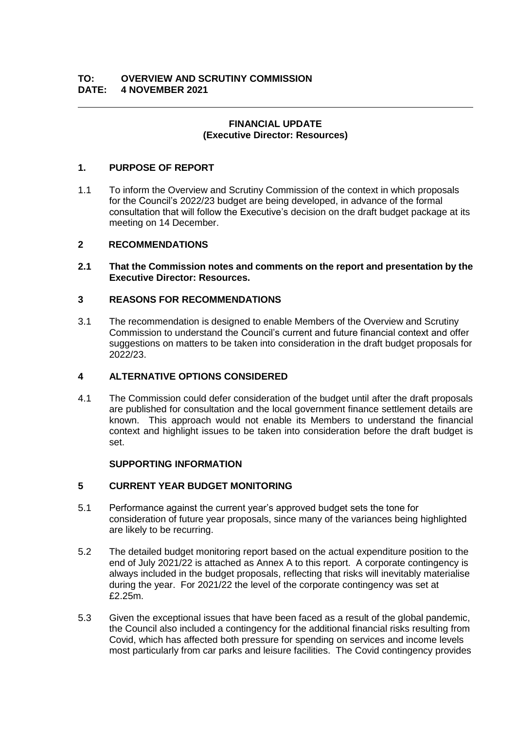**TO: OVERVIEW AND SCRUTINY COMMISSION**
**DATE: 4 NOVEMBER 2021**

---

**FINANCIAL UPDATE**
**(Executive Director: Resources)**

## 1. PURPOSE OF REPORT

1.1 To inform the Overview and Scrutiny Commission of the context in which proposals for the Council's 2022/23 budget are being developed, in advance of the formal consultation that will follow the Executive's decision on the draft budget package at its meeting on 14 December.

## 2 RECOMMENDATIONS

**2.1 That the Commission notes and comments on the report and presentation by the Executive Director: Resources.**

## 3 REASONS FOR RECOMMENDATIONS

3.1 The recommendation is designed to enable Members of the Overview and Scrutiny Commission to understand the Council's current and future financial context and offer suggestions on matters to be taken into consideration in the draft budget proposals for 2022/23.

## 4 ALTERNATIVE OPTIONS CONSIDERED

4.1 The Commission could defer consideration of the budget until after the draft proposals are published for consultation and the local government finance settlement details are known. This approach would not enable its Members to understand the financial context and highlight issues to be taken into consideration before the draft budget is set.

**SUPPORTING INFORMATION**

## 5 CURRENT YEAR BUDGET MONITORING

5.1 Performance against the current year's approved budget sets the tone for consideration of future year proposals, since many of the variances being highlighted are likely to be recurring.

5.2 The detailed budget monitoring report based on the actual expenditure position to the end of July 2021/22 is attached as Annex A to this report. A corporate contingency is always included in the budget proposals, reflecting that risks will inevitably materialise during the year. For 2021/22 the level of the corporate contingency was set at £2.25m.

5.3 Given the exceptional issues that have been faced as a result of the global pandemic, the Council also included a contingency for the additional financial risks resulting from Covid, which has affected both pressure for spending on services and income levels most particularly from car parks and leisure facilities. The Covid contingency provides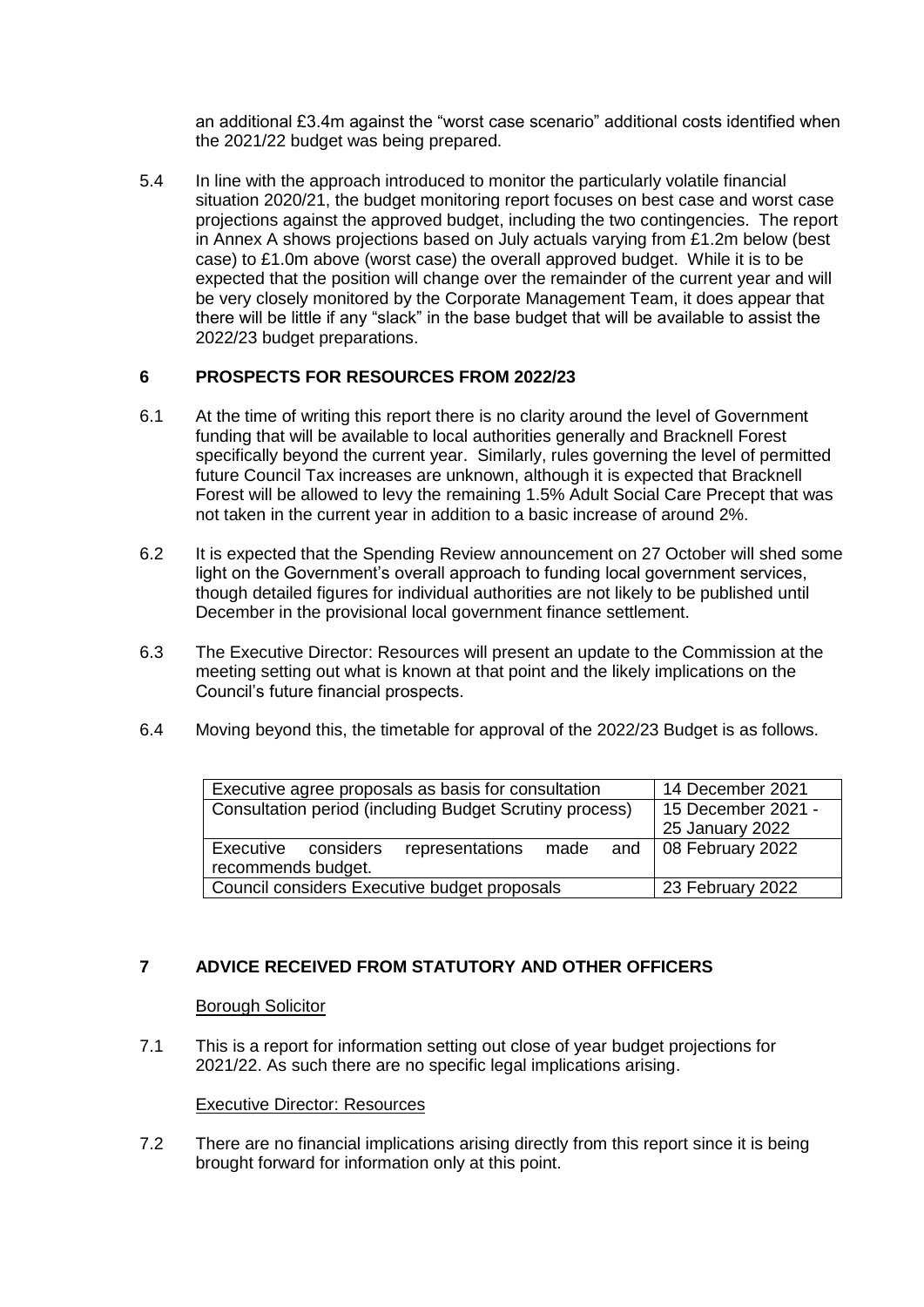an additional £3.4m against the "worst case scenario" additional costs identified when the 2021/22 budget was being prepared.

5.4 In line with the approach introduced to monitor the particularly volatile financial situation 2020/21, the budget monitoring report focuses on best case and worst case projections against the approved budget, including the two contingencies. The report in Annex A shows projections based on July actuals varying from £1.2m below (best case) to £1.0m above (worst case) the overall approved budget. While it is to be expected that the position will change over the remainder of the current year and will be very closely monitored by the Corporate Management Team, it does appear that there will be little if any "slack" in the base budget that will be available to assist the 2022/23 budget preparations.

## 6 PROSPECTS FOR RESOURCES FROM 2022/23

6.1 At the time of writing this report there is no clarity around the level of Government funding that will be available to local authorities generally and Bracknell Forest specifically beyond the current year. Similarly, rules governing the level of permitted future Council Tax increases are unknown, although it is expected that Bracknell Forest will be allowed to levy the remaining 1.5% Adult Social Care Precept that was not taken in the current year in addition to a basic increase of around 2%.

6.2 It is expected that the Spending Review announcement on 27 October will shed some light on the Government's overall approach to funding local government services, though detailed figures for individual authorities are not likely to be published until December in the provisional local government finance settlement.

6.3 The Executive Director: Resources will present an update to the Commission at the meeting setting out what is known at that point and the likely implications on the Council's future financial prospects.

6.4 Moving beyond this, the timetable for approval of the 2022/23 Budget is as follows.

| | |
|---|---|
| Executive agree proposals as basis for consultation | 14 December 2021 |
| Consultation period (including Budget Scrutiny process) | 15 December 2021 - 25 January 2022 |
| Executive considers representations made and recommends budget. | 08 February 2022 |
| Council considers Executive budget proposals | 23 February 2022 |

## 7 ADVICE RECEIVED FROM STATUTORY AND OTHER OFFICERS

Borough Solicitor

7.1 This is a report for information setting out close of year budget projections for 2021/22. As such there are no specific legal implications arising.

Executive Director: Resources

7.2 There are no financial implications arising directly from this report since it is being brought forward for information only at this point.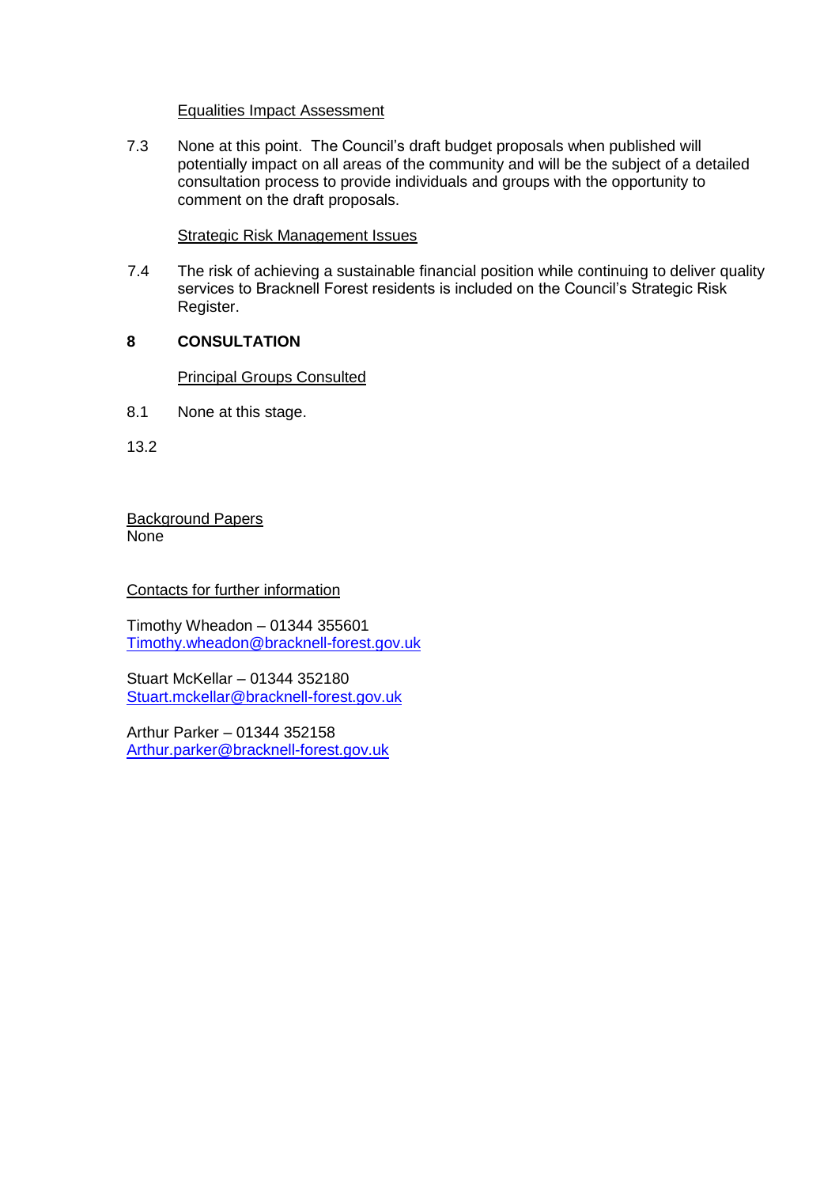Equalities Impact Assessment

7.3 None at this point. The Council's draft budget proposals when published will potentially impact on all areas of the community and will be the subject of a detailed consultation process to provide individuals and groups with the opportunity to comment on the draft proposals.

Strategic Risk Management Issues

7.4 The risk of achieving a sustainable financial position while continuing to deliver quality services to Bracknell Forest residents is included on the Council's Strategic Risk Register.

## 8 CONSULTATION

Principal Groups Consulted

8.1 None at this stage.

13.2

Background Papers
None

Contacts for further information

Timothy Wheadon – 01344 355601
Timothy.wheadon@bracknell-forest.gov.uk

Stuart McKellar – 01344 352180
Stuart.mckellar@bracknell-forest.gov.uk

Arthur Parker – 01344 352158
Arthur.parker@bracknell-forest.gov.uk